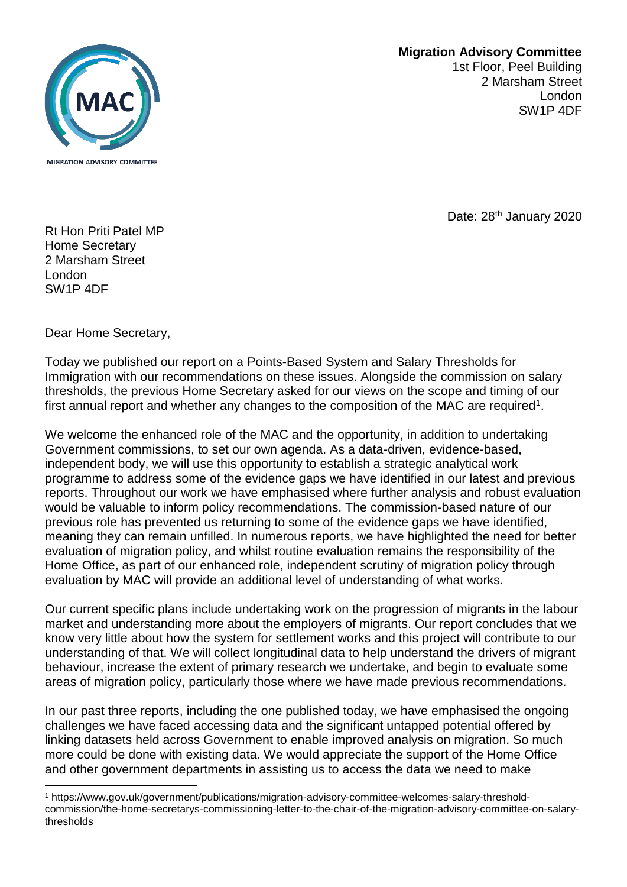**Migration Advisory Committee**
1st Floor, Peel Building
2 Marsham Street
London
SW1P 4DF

Date: 28th January 2020

Rt Hon Priti Patel MP
Home Secretary
2 Marsham Street
London
SW1P 4DF

Dear Home Secretary,

Today we published our report on a Points-Based System and Salary Thresholds for Immigration with our recommendations on these issues. Alongside the commission on salary thresholds, the previous Home Secretary asked for our views on the scope and timing of our first annual report and whether any changes to the composition of the MAC are required[1].

We welcome the enhanced role of the MAC and the opportunity, in addition to undertaking Government commissions, to set our own agenda. As a data-driven, evidence-based, independent body, we will use this opportunity to establish a strategic analytical work programme to address some of the evidence gaps we have identified in our latest and previous reports. Throughout our work we have emphasised where further analysis and robust evaluation would be valuable to inform policy recommendations. The commission-based nature of our previous role has prevented us returning to some of the evidence gaps we have identified, meaning they can remain unfilled. In numerous reports, we have highlighted the need for better evaluation of migration policy, and whilst routine evaluation remains the responsibility of the Home Office, as part of our enhanced role, independent scrutiny of migration policy through evaluation by MAC will provide an additional level of understanding of what works.

Our current specific plans include undertaking work on the progression of migrants in the labour market and understanding more about the employers of migrants. Our report concludes that we know very little about how the system for settlement works and this project will contribute to our understanding of that. We will collect longitudinal data to help understand the drivers of migrant behaviour, increase the extent of primary research we undertake, and begin to evaluate some areas of migration policy, particularly those where we have made previous recommendations.

In our past three reports, including the one published today, we have emphasised the ongoing challenges we have faced accessing data and the significant untapped potential offered by linking datasets held across Government to enable improved analysis on migration. So much more could be done with existing data. We would appreciate the support of the Home Office and other government departments in assisting us to access the data we need to make

[1] https://www.gov.uk/government/publications/migration-advisory-committee-welcomes-salary-threshold-commission/the-home-secretarys-commissioning-letter-to-the-chair-of-the-migration-advisory-committee-on-salary-thresholds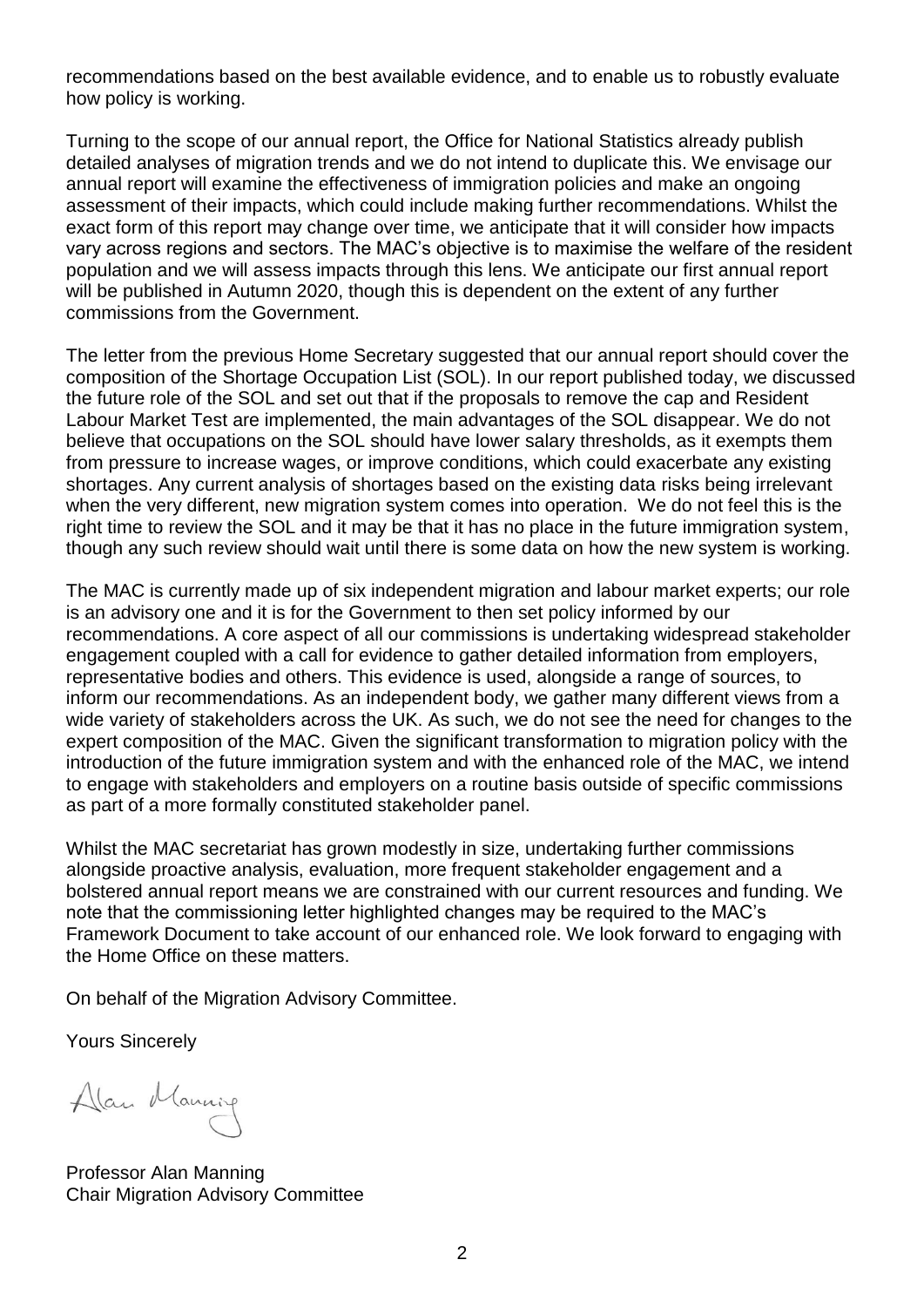recommendations based on the best available evidence, and to enable us to robustly evaluate how policy is working.

Turning to the scope of our annual report, the Office for National Statistics already publish detailed analyses of migration trends and we do not intend to duplicate this. We envisage our annual report will examine the effectiveness of immigration policies and make an ongoing assessment of their impacts, which could include making further recommendations. Whilst the exact form of this report may change over time, we anticipate that it will consider how impacts vary across regions and sectors. The MAC's objective is to maximise the welfare of the resident population and we will assess impacts through this lens. We anticipate our first annual report will be published in Autumn 2020, though this is dependent on the extent of any further commissions from the Government.

The letter from the previous Home Secretary suggested that our annual report should cover the composition of the Shortage Occupation List (SOL). In our report published today, we discussed the future role of the SOL and set out that if the proposals to remove the cap and Resident Labour Market Test are implemented, the main advantages of the SOL disappear. We do not believe that occupations on the SOL should have lower salary thresholds, as it exempts them from pressure to increase wages, or improve conditions, which could exacerbate any existing shortages. Any current analysis of shortages based on the existing data risks being irrelevant when the very different, new migration system comes into operation. We do not feel this is the right time to review the SOL and it may be that it has no place in the future immigration system, though any such review should wait until there is some data on how the new system is working.

The MAC is currently made up of six independent migration and labour market experts; our role is an advisory one and it is for the Government to then set policy informed by our recommendations. A core aspect of all our commissions is undertaking widespread stakeholder engagement coupled with a call for evidence to gather detailed information from employers, representative bodies and others. This evidence is used, alongside a range of sources, to inform our recommendations. As an independent body, we gather many different views from a wide variety of stakeholders across the UK. As such, we do not see the need for changes to the expert composition of the MAC. Given the significant transformation to migration policy with the introduction of the future immigration system and with the enhanced role of the MAC, we intend to engage with stakeholders and employers on a routine basis outside of specific commissions as part of a more formally constituted stakeholder panel.

Whilst the MAC secretariat has grown modestly in size, undertaking further commissions alongside proactive analysis, evaluation, more frequent stakeholder engagement and a bolstered annual report means we are constrained with our current resources and funding. We note that the commissioning letter highlighted changes may be required to the MAC's Framework Document to take account of our enhanced role. We look forward to engaging with the Home Office on these matters.

On behalf of the Migration Advisory Committee.

Yours Sincerely

Alan Manning

Professor Alan Manning
Chair Migration Advisory Committee